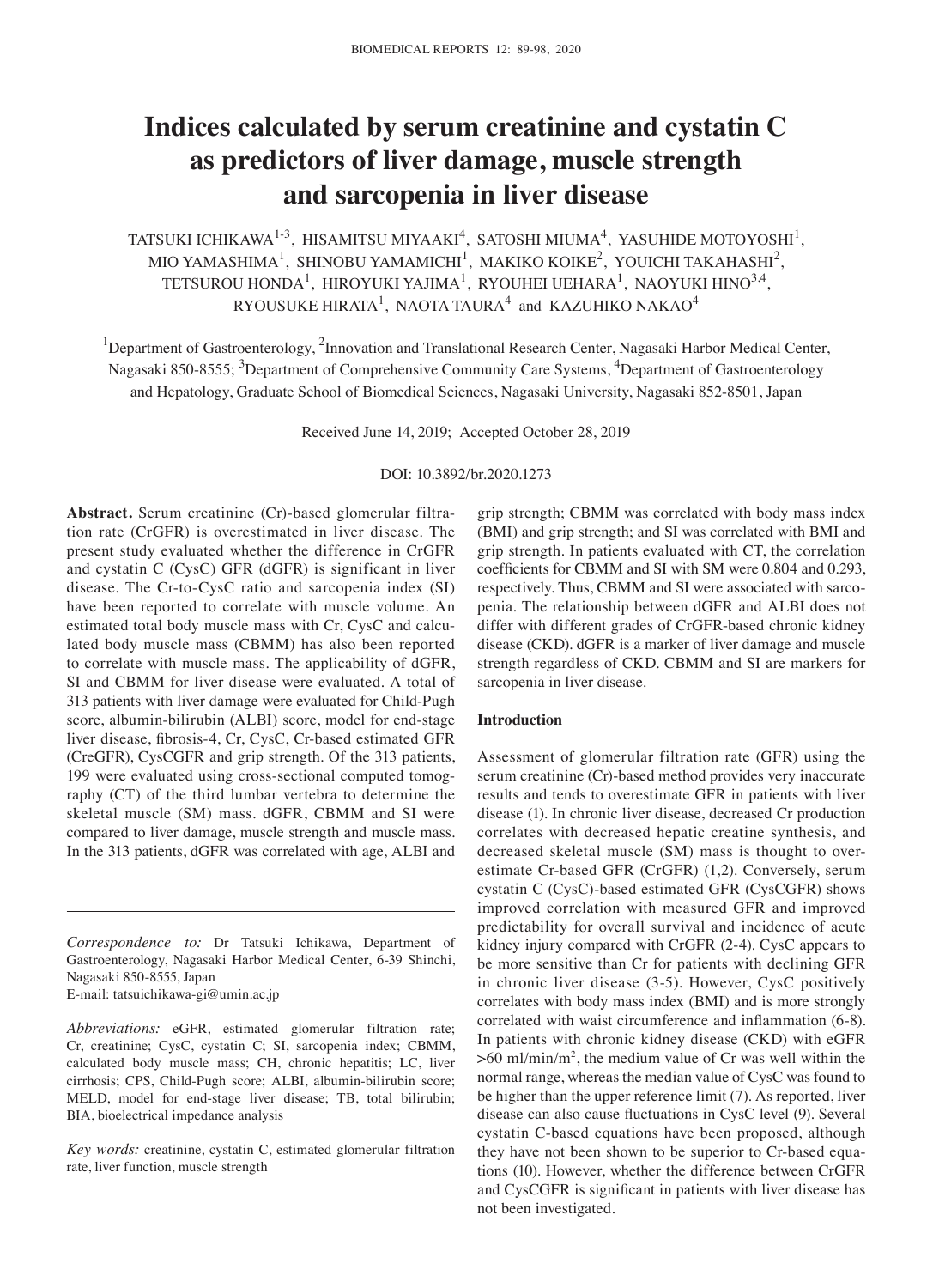# Indices calculated by serum creatinine and cystatin C as predictors of liver damage, muscle strength and sarcopenia in liver disease

TATSUKI ICHIKAWA[1-3], HISAMITSU MIYAAKI[4], SATOSHI MIUMA[4], YASUHIDE MOTOYOSHI[1], MIO YAMASHIMA[1], SHINOBU YAMAMICHI[1], MAKIKO KOIKE[2], YOUICHI TAKAHASHI[2], TETSUROU HONDA[1], HIROYUKI YAJIMA[1], RYOUHEI UEHARA[1], NAOYUKI HINO[3,4], RYOUSUKE HIRATA[1], NAOTA TAURA[4] and KAZUHIKO NAKAO[4]

[1]Department of Gastroenterology, [2]Innovation and Translational Research Center, Nagasaki Harbor Medical Center, Nagasaki 850-8555; [3]Department of Comprehensive Community Care Systems, [4]Department of Gastroenterology and Hepatology, Graduate School of Biomedical Sciences, Nagasaki University, Nagasaki 852-8501, Japan

Received June 14, 2019; Accepted October 28, 2019

DOI: 10.3892/br.2020.1273

**Abstract.** Serum creatinine (Cr)-based glomerular filtration rate (CrGFR) is overestimated in liver disease. The present study evaluated whether the difference in CrGFR and cystatin C (CysC) GFR (dGFR) is significant in liver disease. The Cr-to-CysC ratio and sarcopenia index (SI) have been reported to correlate with muscle volume. An estimated total body muscle mass with Cr, CysC and calculated body muscle mass (CBMM) has also been reported to correlate with muscle mass. The applicability of dGFR, SI and CBMM for liver disease were evaluated. A total of 313 patients with liver damage were evaluated for Child-Pugh score, albumin-bilirubin (ALBI) score, model for end-stage liver disease, fibrosis-4, Cr, CysC, Cr-based estimated GFR (CreGFR), CysCGFR and grip strength. Of the 313 patients, 199 were evaluated using cross-sectional computed tomography (CT) of the third lumbar vertebra to determine the skeletal muscle (SM) mass. dGFR, CBMM and SI were compared to liver damage, muscle strength and muscle mass. In the 313 patients, dGFR was correlated with age, ALBI and grip strength; CBMM was correlated with body mass index (BMI) and grip strength; and SI was correlated with BMI and grip strength. In patients evaluated with CT, the correlation coefficients for CBMM and SI with SM were 0.804 and 0.293, respectively. Thus, CBMM and SI were associated with sarcopenia. The relationship between dGFR and ALBI does not differ with different grades of CrGFR-based chronic kidney disease (CKD). dGFR is a marker of liver damage and muscle strength regardless of CKD. CBMM and SI are markers for sarcopenia in liver disease.

*Correspondence to:* Dr Tatsuki Ichikawa, Department of Gastroenterology, Nagasaki Harbor Medical Center, 6-39 Shinchi, Nagasaki 850-8555, Japan
E-mail: tatsuichikawa-gi@umin.ac.jp

*Abbreviations:* eGFR, estimated glomerular filtration rate; Cr, creatinine; CysC, cystatin C; SI, sarcopenia index; CBMM, calculated body muscle mass; CH, chronic hepatitis; LC, liver cirrhosis; CPS, Child-Pugh score; ALBI, albumin-bilirubin score; MELD, model for end-stage liver disease; TB, total bilirubin; BIA, bioelectrical impedance analysis

*Key words:* creatinine, cystatin C, estimated glomerular filtration rate, liver function, muscle strength

## Introduction

Assessment of glomerular filtration rate (GFR) using the serum creatinine (Cr)-based method provides very inaccurate results and tends to overestimate GFR in patients with liver disease (1). In chronic liver disease, decreased Cr production correlates with decreased hepatic creatine synthesis, and decreased skeletal muscle (SM) mass is thought to overestimate Cr-based GFR (CrGFR) (1,2). Conversely, serum cystatin C (CysC)-based estimated GFR (CysCGFR) shows improved correlation with measured GFR and improved predictability for overall survival and incidence of acute kidney injury compared with CrGFR (2-4). CysC appears to be more sensitive than Cr for patients with declining GFR in chronic liver disease (3-5). However, CysC positively correlates with body mass index (BMI) and is more strongly correlated with waist circumference and inflammation (6-8). In patients with chronic kidney disease (CKD) with eGFR >60 ml/min/m$^2$, the medium value of Cr was well within the normal range, whereas the median value of CysC was found to be higher than the upper reference limit (7). As reported, liver disease can also cause fluctuations in CysC level (9). Several cystatin C-based equations have been proposed, although they have not been shown to be superior to Cr-based equations (10). However, whether the difference between CrGFR and CysCGFR is significant in patients with liver disease has not been investigated.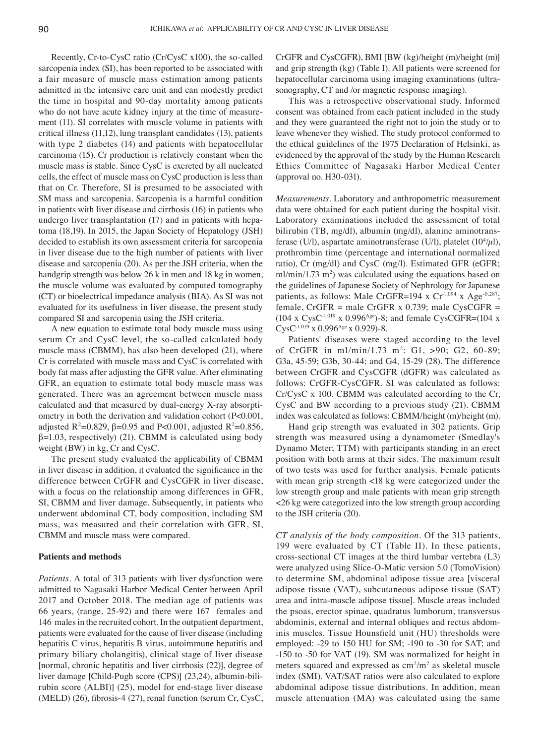Recently, Cr-to-CysC ratio (Cr/CysC x100), the so-called sarcopenia index (SI), has been reported to be associated with a fair measure of muscle mass estimation among patients admitted in the intensive care unit and can modestly predict the time in hospital and 90-day mortality among patients who do not have acute kidney injury at the time of measurement (11). SI correlates with muscle volume in patients with critical illness (11,12), lung transplant candidates (13), patients with type 2 diabetes (14) and patients with hepatocellular carcinoma (15). Cr production is relatively constant when the muscle mass is stable. Since CysC is excreted by all nucleated cells, the effect of muscle mass on CysC production is less than that on Cr. Therefore, SI is presumed to be associated with SM mass and sarcopenia. Sarcopenia is a harmful condition in patients with liver disease and cirrhosis (16) in patients who undergo liver transplantation (17) and in patients with hepatoma (18,19). In 2015, the Japan Society of Hepatology (JSH) decided to establish its own assessment criteria for sarcopenia in liver disease due to the high number of patients with liver disease and sarcopenia (20). As per the JSH criteria, when the handgrip strength was below 26 k in men and 18 kg in women, the muscle volume was evaluated by computed tomography (CT) or bioelectrical impedance analysis (BIA). As SI was not evaluated for its usefulness in liver disease, the present study compared SI and sarcopenia using the JSH criteria.

A new equation to estimate total body muscle mass using serum Cr and CysC level, the so-called calculated body muscle mass (CBMM), has also been developed (21), where Cr is correlated with muscle mass and CysC is correlated with body fat mass after adjusting the GFR value. After eliminating GFR, an equation to estimate total body muscle mass was generated. There was an agreement between muscle mass calculated and that measured by dual-energy X-ray absorptiometry in both the derivation and validation cohort ($P<0.001$, adjusted $R^2=0.829$, $\beta=0.95$ and $P<0.001$, adjusted $R^2=0.856$, $\beta=1.03$, respectively) (21). CBMM is calculated using body weight (BW) in kg, Cr and CysC.

The present study evaluated the applicability of CBMM in liver disease in addition, it evaluated the significance in the difference between CrGFR and CysCGFR in liver disease, with a focus on the relationship among differences in GFR, SI, CBMM and liver damage. Subsequently, in patients who underwent abdominal CT, body composition, including SM mass, was measured and their correlation with GFR, SI, CBMM and muscle mass were compared.

## Patients and methods

*Patients.* A total of 313 patients with liver dysfunction were admitted to Nagasaki Harbor Medical Center between April 2017 and October 2018. The median age of patients was 66 years, (range, 25-92) and there were 167 females and 146 males in the recruited cohort. In the outpatient department, patients were evaluated for the cause of liver disease (including hepatitis C virus, hepatitis B virus, autoimmune hepatitis and primary biliary cholangitis), clinical stage of liver disease [normal, chronic hepatitis and liver cirrhosis (22)], degree of liver damage [Child-Pugh score (CPS)] (23,24), albumin-bilirubin score (ALBI)] (25), model for end-stage liver disease (MELD) (26), fibrosis-4 (27), renal function (serum Cr, CysC, CrGFR and CysCGFR), BMI [BW (kg)/height (m)/height (m)] and grip strength (kg) (Table I). All patients were screened for hepatocellular carcinoma using imaging examinations (ultrasonography, CT and /or magnetic response imaging).

This was a retrospective observational study. Informed consent was obtained from each patient included in the study and they were guaranteed the right not to join the study or to leave whenever they wished. The study protocol conformed to the ethical guidelines of the 1975 Declaration of Helsinki, as evidenced by the approval of the study by the Human Research Ethics Committee of Nagasaki Harbor Medical Center (approval no. H30-031).

*Measurements.* Laboratory and anthropometric measurement data were obtained for each patient during the hospital visit. Laboratory examinations included the assessment of total bilirubin (TB, mg/dl), albumin (mg/dl), alanine aminotransferase (U/l), aspartate aminotransferase (U/l), platelet ($10^4/\mu l$), prothrombin time (percentage and international normalized ratio), Cr (mg/dl) and CysC (mg/l). Estimated GFR (eGFR; ml/min/1.73 $m^2$) was calculated using the equations based on the guidelines of Japanese Society of Nephrology for Japanese patients, as follows: Male CrGFR=194 x $Cr^{-1.094}$ x $Age^{-0.287}$; female, CrGFR = male CrGFR x 0.739; male CysCGFR = (104 x $CysC^{-1.019}$ x $0.996^{Age}$)-8; and female CysCGFR=(104 x $CysC^{-1.019}$ x $0.996^{Age}$ x 0.929)-8.

Patients' diseases were staged according to the level of CrGFR in ml/min/1.73 $m^2$: G1, >90; G2, 60-89; G3a, 45-59; G3b, 30-44; and G4, 15-29 (28). The difference between CrGFR and CysCGFR (dGFR) was calculated as follows: CrGFR-CysCGFR. SI was calculated as follows: Cr/CysC x 100. CBMM was calculated according to the Cr, CysC and BW according to a previous study (21). CBMM index was calculated as follows: CBMM/height (m)/height (m).

Hand grip strength was evaluated in 302 patients. Grip strength was measured using a dynamometer (Smedlay's Dynamo Meter; TTM) with participants standing in an erect position with both arms at their sides. The maximum result of two tests was used for further analysis. Female patients with mean grip strength <18 kg were categorized under the low strength group and male patients with mean grip strength <26 kg were categorized into the low strength group according to the JSH criteria (20).

*CT analysis of the body composition.* Of the 313 patients, 199 were evaluated by CT (Table II). In these patients, cross-sectional CT images at the third lumbar vertebra (L3) were analyzed using Slice-O-Matic version 5.0 (TomoVision) to determine SM, abdominal adipose tissue area [visceral adipose tissue (VAT), subcutaneous adipose tissue (SAT) area and intra-muscle adipose tissue]. Muscle areas included the psoas, erector spinae, quadratus lumborum, transversus abdominis, external and internal obliques and rectus abdominis muscles. Tissue Hounsfield unit (HU) thresholds were employed: -29 to 150 HU for SM; -190 to -30 for SAT; and -150 to -50 for VAT (19). SM was normalized for height in meters squared and expressed as $cm^2/m^2$ as skeletal muscle index (SMI). VAT/SAT ratios were also calculated to explore abdominal adipose tissue distributions. In addition, mean muscle attenuation (MA) was calculated using the same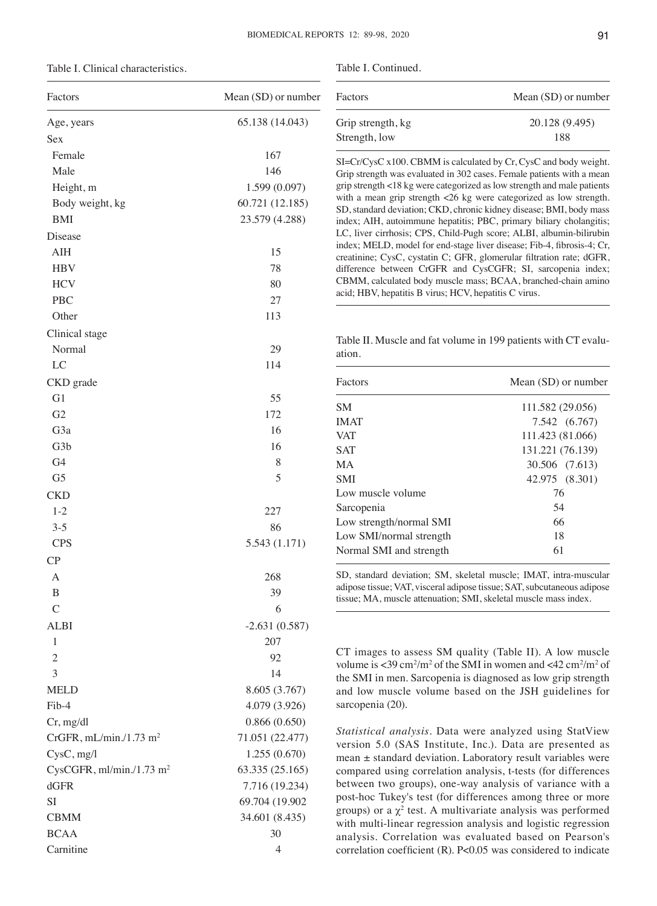Table I. Clinical characteristics.

| Factors | Mean (SD) or number |
|---|---|
| Age, years | 65.138 (14.043) |
| Sex | |
| Female | 167 |
| Male | 146 |
| Height, m | 1.599 (0.097) |
| Body weight, kg | 60.721 (12.185) |
| BMI | 23.579 (4.288) |
| Disease | |
| AIH | 15 |
| HBV | 78 |
| HCV | 80 |
| PBC | 27 |
| Other | 113 |
| Clinical stage | |
| Normal | 29 |
| LC | 114 |
| CKD grade | |
| G1 | 55 |
| G2 | 172 |
| G3a | 16 |
| G3b | 16 |
| G4 | 8 |
| G5 | 5 |
| CKD | |
| 1-2 | 227 |
| 3-5 | 86 |
| CPS | 5.543 (1.171) |
| CP | |
| A | 268 |
| B | 39 |
| C | 6 |
| ALBI | -2.631 (0.587) |
| 1 | 207 |
| 2 | 92 |
| 3 | 14 |
| MELD | 8.605 (3.767) |
| Fib-4 | 4.079 (3.926) |
| Cr, mg/dl | 0.866 (0.650) |
| CrGFR, mL/min./1.73 m$^2$ | 71.051 (22.477) |
| CysC, mg/l | 1.255 (0.670) |
| CysCGFR, ml/min./1.73 m$^2$ | 63.335 (25.165) |
| dGFR | 7.716 (19.234) |
| SI | 69.704 (19.902 |
| CBMM | 34.601 (8.435) |
| BCAA | 30 |
| Carnitine | 4 |
| Grip strength, kg | 20.128 (9.495) |
| Strength, low | 188 |

SI=Cr/CysC x100. CBMM is calculated by Cr, CysC and body weight. Grip strength was evaluated in 302 cases. Female patients with a mean grip strength <18 kg were categorized as low strength and male patients with a mean grip strength <26 kg were categorized as low strength. SD, standard deviation; CKD, chronic kidney disease; BMI, body mass index; AIH, autoimmune hepatitis; PBC, primary biliary cholangitis; LC, liver cirrhosis; CPS, Child-Pugh score; ALBI, albumin-bilirubin index; MELD, model for end-stage liver disease; Fib-4, fibrosis-4; Cr, creatinine; CysC, cystatin C; GFR, glomerular filtration rate; dGFR, difference between CrGFR and CysCGFR; SI, sarcopenia index; CBMM, calculated body muscle mass; BCAA, branched-chain amino acid; HBV, hepatitis B virus; HCV, hepatitis C virus.

Table II. Muscle and fat volume in 199 patients with CT evaluation.

| Factors | Mean (SD) or number |
|---|---|
| SM | 111.582 (29.056) |
| IMAT | 7.542 (6.767) |
| VAT | 111.423 (81.066) |
| SAT | 131.221 (76.139) |
| MA | 30.506 (7.613) |
| SMI | 42.975 (8.301) |
| Low muscle volume | 76 |
| Sarcopenia | 54 |
| Low strength/normal SMI | 66 |
| Low SMI/normal strength | 18 |
| Normal SMI and strength | 61 |

SD, standard deviation; SM, skeletal muscle; IMAT, intra-muscular adipose tissue; VAT, visceral adipose tissue; SAT, subcutaneous adipose tissue; MA, muscle attenuation; SMI, skeletal muscle mass index.

CT images to assess SM quality (Table II). A low muscle volume is <39 cm$^2$/m$^2$ of the SMI in women and <42 cm$^2$/m$^2$ of the SMI in men. Sarcopenia is diagnosed as low grip strength and low muscle volume based on the JSH guidelines for sarcopenia (20).

*Statistical analysis.* Data were analyzed using StatView version 5.0 (SAS Institute, Inc.). Data are presented as mean ± standard deviation. Laboratory result variables were compared using correlation analysis, t-tests (for differences between two groups), one-way analysis of variance with a post-hoc Tukey's test (for differences among three or more groups) or a $\chi^2$ test. A multivariate analysis was performed with multi-linear regression analysis and logistic regression analysis. Correlation was evaluated based on Pearson's correlation coefficient (R). $P<0.05$ was considered to indicate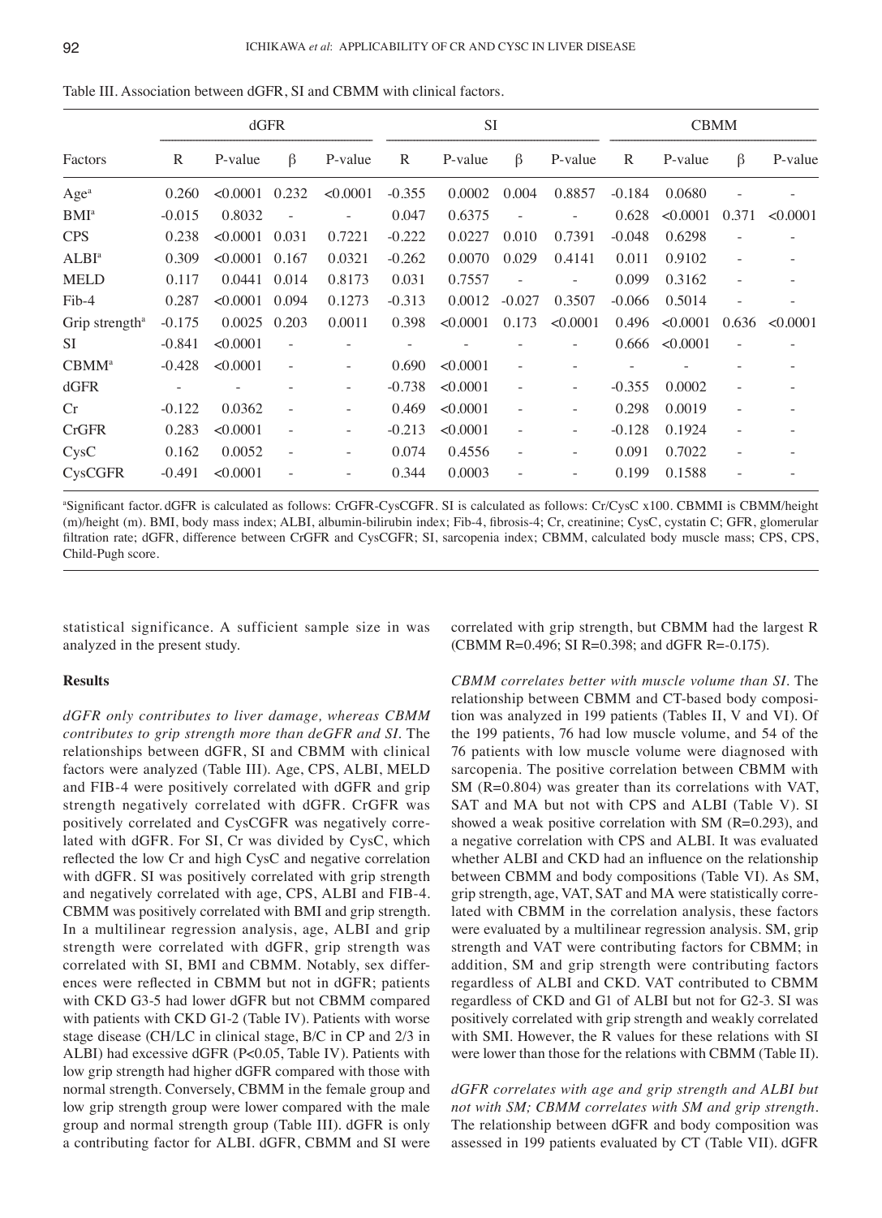Table III. Association between dGFR, SI and CBMM with clinical factors.

| Factors | dGFR | | | | SI | | | | CBMM | | | |
|---|---|---|---|---|---|---|---|---|---|---|---|---|
| | R | P-value | β | P-value | R | P-value | β | P-value | R | P-value | β | P-value |
| Age[a] | 0.260 | <0.0001 | 0.232 | <0.0001 | -0.355 | 0.0002 | 0.004 | 0.8857 | -0.184 | 0.0680 | - | - |
| BMI[a] | -0.015 | 0.8032 | - | - | 0.047 | 0.6375 | - | - | 0.628 | <0.0001 | 0.371 | <0.0001 |
| CPS | 0.238 | <0.0001 | 0.031 | 0.7221 | -0.222 | 0.0227 | 0.010 | 0.7391 | -0.048 | 0.6298 | - | - |
| ALBI[a] | 0.309 | <0.0001 | 0.167 | 0.0321 | -0.262 | 0.0070 | 0.029 | 0.4141 | 0.011 | 0.9102 | - | - |
| MELD | 0.117 | 0.0441 | 0.014 | 0.8173 | 0.031 | 0.7557 | - | - | 0.099 | 0.3162 | - | - |
| Fib-4 | 0.287 | <0.0001 | 0.094 | 0.1273 | -0.313 | 0.0012 | -0.027 | 0.3507 | -0.066 | 0.5014 | - | - |
| Grip strength[a] | -0.175 | 0.0025 | 0.203 | 0.0011 | 0.398 | <0.0001 | 0.173 | <0.0001 | 0.496 | <0.0001 | 0.636 | <0.0001 |
| SI | -0.841 | <0.0001 | - | - | - | - | - | - | 0.666 | <0.0001 | - | - |
| CBMM[a] | -0.428 | <0.0001 | - | - | 0.690 | <0.0001 | - | - | - | - | - | - |
| dGFR | - | - | - | - | -0.738 | <0.0001 | - | - | -0.355 | 0.0002 | - | - |
| Cr | -0.122 | 0.0362 | - | - | 0.469 | <0.0001 | - | - | 0.298 | 0.0019 | - | - |
| CrGFR | 0.283 | <0.0001 | - | - | -0.213 | <0.0001 | - | - | -0.128 | 0.1924 | - | - |
| CysC | 0.162 | 0.0052 | - | - | 0.074 | 0.4556 | - | - | 0.091 | 0.7022 | - | - |
| CysCGFR | -0.491 | <0.0001 | - | - | 0.344 | 0.0003 | - | - | 0.199 | 0.1588 | - | - |

[a]Significant factor. dGFR is calculated as follows: CrGFR-CysCGFR. SI is calculated as follows: Cr/CysC x100. CBMMI is CBMM/height (m)/height (m). BMI, body mass index; ALBI, albumin-bilirubin index; Fib-4, fibrosis-4; Cr, creatinine; CysC, cystatin C; GFR, glomerular filtration rate; dGFR, difference between CrGFR and CysCGFR; SI, sarcopenia index; CBMM, calculated body muscle mass; CPS, CPS, Child-Pugh score.

statistical significance. A sufficient sample size in was analyzed in the present study.

## Results

*dGFR only contributes to liver damage, whereas CBMM contributes to grip strength more than deGFR and SI.* The relationships between dGFR, SI and CBMM with clinical factors were analyzed (Table III). Age, CPS, ALBI, MELD and FIB-4 were positively correlated with dGFR and grip strength negatively correlated with dGFR. CrGFR was positively correlated and CysCGFR was negatively correlated with dGFR. For SI, Cr was divided by CysC, which reflected the low Cr and high CysC and negative correlation with dGFR. SI was positively correlated with grip strength and negatively correlated with age, CPS, ALBI and FIB-4. CBMM was positively correlated with BMI and grip strength. In a multilinear regression analysis, age, ALBI and grip strength were correlated with dGFR, grip strength was correlated with SI, BMI and CBMM. Notably, sex differences were reflected in CBMM but not in dGFR; patients with CKD G3-5 had lower dGFR but not CBMM compared with patients with CKD G1-2 (Table IV). Patients with worse stage disease (CH/LC in clinical stage, B/C in CP and 2/3 in ALBI) had excessive dGFR ($P<0.05$, Table IV). Patients with low grip strength had higher dGFR compared with those with normal strength. Conversely, CBMM in the female group and low grip strength group were lower compared with the male group and normal strength group (Table III). dGFR is only a contributing factor for ALBI. dGFR, CBMM and SI were correlated with grip strength, but CBMM had the largest R (CBMM R=0.496; SI R=0.398; and dGFR R=-0.175).

*CBMM correlates better with muscle volume than SI.* The relationship between CBMM and CT-based body composition was analyzed in 199 patients (Tables II, V and VI). Of the 199 patients, 76 had low muscle volume, and 54 of the 76 patients with low muscle volume were diagnosed with sarcopenia. The positive correlation between CBMM with SM (R=0.804) was greater than its correlations with VAT, SAT and MA but not with CPS and ALBI (Table V). SI showed a weak positive correlation with SM (R=0.293), and a negative correlation with CPS and ALBI. It was evaluated whether ALBI and CKD had an influence on the relationship between CBMM and body compositions (Table VI). As SM, grip strength, age, VAT, SAT and MA were statistically correlated with CBMM in the correlation analysis, these factors were evaluated by a multilinear regression analysis. SM, grip strength and VAT were contributing factors for CBMM; in addition, SM and grip strength were contributing factors regardless of ALBI and CKD. VAT contributed to CBMM regardless of CKD and G1 of ALBI but not for G2-3. SI was positively correlated with grip strength and weakly correlated with SMI. However, the R values for these relations with SI were lower than those for the relations with CBMM (Table II).

*dGFR correlates with age and grip strength and ALBI but not with SM; CBMM correlates with SM and grip strength.* The relationship between dGFR and body composition was assessed in 199 patients evaluated by CT (Table VII). dGFR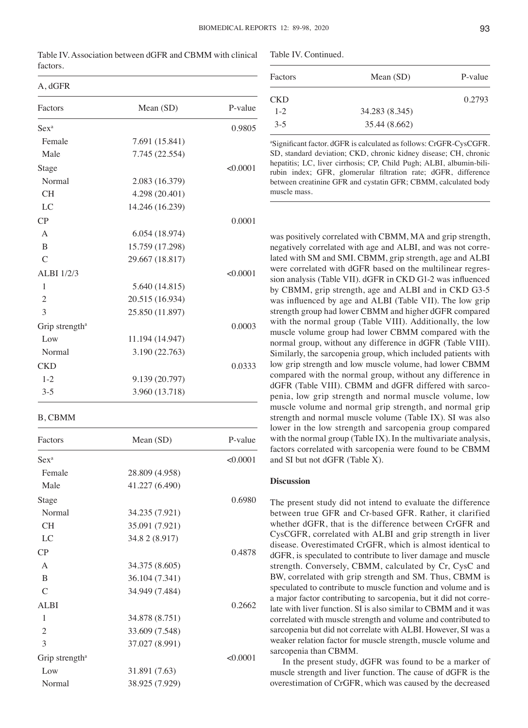Table IV. Association between dGFR and CBMM with clinical factors.

A, dGFR

| Factors | Mean (SD) | P-value |
|---|---|---|
| Sex[a] | | 0.9805 |
| Female | 7.691 (15.841) | |
| Male | 7.745 (22.554) | |
| Stage | | <0.0001 |
| Normal | 2.083 (16.379) | |
| CH | 4.298 (20.401) | |
| LC | 14.246 (16.239) | |
| CP | | 0.0001 |
| A | 6.054 (18.974) | |
| B | 15.759 (17.298) | |
| C | 29.667 (18.817) | |
| ALBI 1/2/3 | | <0.0001 |
| 1 | 5.640 (14.815) | |
| 2 | 20.515 (16.934) | |
| 3 | 25.850 (11.897) | |
| Grip strength[a] | | 0.0003 |
| Low | 11.194 (14.947) | |
| Normal | 3.190 (22.763) | |
| CKD | | 0.0333 |
| 1-2 | 9.139 (20.797) | |
| 3-5 | 3.960 (13.718) | |

B, CBMM

| Factors | Mean (SD) | P-value |
|---|---|---|
| Sex[a] | | <0.0001 |
| Female | 28.809 (4.958) | |
| Male | 41.227 (6.490) | |
| Stage | | 0.6980 |
| Normal | 34.235 (7.921) | |
| CH | 35.091 (7.921) | |
| LC | 34.8 2 (8.917) | |
| CP | | 0.4878 |
| A | 34.375 (8.605) | |
| B | 36.104 (7.341) | |
| C | 34.949 (7.484) | |
| ALBI | | 0.2662 |
| 1 | 34.878 (8.751) | |
| 2 | 33.609 (7.548) | |
| 3 | 37.027 (8.991) | |
| Grip strength[a] | | <0.0001 |
| Low | 31.891 (7.63) | |
| Normal | 38.925 (7.929) | |
| CKD | | 0.2793 |
| 1-2 | 34.283 (8.345) | |
| 3-5 | 35.44 (8.662) | |

[a]Significant factor. dGFR is calculated as follows: CrGFR-CysCGFR. SD, standard deviation; CKD, chronic kidney disease; CH, chronic hepatitis; LC, liver cirrhosis; CP, Child Pugh; ALBI, albumin-bilirubin index; GFR, glomerular filtration rate; dGFR, difference between creatinine GFR and cystatin GFR; CBMM, calculated body muscle mass.

was positively correlated with CBMM, MA and grip strength, negatively correlated with age and ALBI, and was not correlated with SM and SMI. CBMM, grip strength, age and ALBI were correlated with dGFR based on the multilinear regression analysis (Table VII). dGFR in CKD G1-2 was influenced by CBMM, grip strength, age and ALBI and in CKD G3-5 was influenced by age and ALBI (Table VII). The low grip strength group had lower CBMM and higher dGFR compared with the normal group (Table VIII). Additionally, the low muscle volume group had lower CBMM compared with the normal group, without any difference in dGFR (Table VIII). Similarly, the sarcopenia group, which included patients with low grip strength and low muscle volume, had lower CBMM compared with the normal group, without any difference in dGFR (Table VIII). CBMM and dGFR differed with sarcopenia, low grip strength and normal muscle volume, low muscle volume and normal grip strength, and normal grip strength and normal muscle volume (Table IX). SI was also lower in the low strength and sarcopenia group compared with the normal group (Table IX). In the multivariate analysis, factors correlated with sarcopenia were found to be CBMM and SI but not dGFR (Table X).

## Discussion

The present study did not intend to evaluate the difference between true GFR and Cr-based GFR. Rather, it clarified whether dGFR, that is the difference between CrGFR and CysCGFR, correlated with ALBI and grip strength in liver disease. Overestimated CrGFR, which is almost identical to dGFR, is speculated to contribute to liver damage and muscle strength. Conversely, CBMM, calculated by Cr, CysC and BW, correlated with grip strength and SM. Thus, CBMM is speculated to contribute to muscle function and volume and is a major factor contributing to sarcopenia, but it did not correlate with liver function. SI is also similar to CBMM and it was correlated with muscle strength and volume and contributed to sarcopenia but did not correlate with ALBI. However, SI was a weaker relation factor for muscle strength, muscle volume and sarcopenia than CBMM.

In the present study, dGFR was found to be a marker of muscle strength and liver function. The cause of dGFR is the overestimation of CrGFR, which was caused by the decreased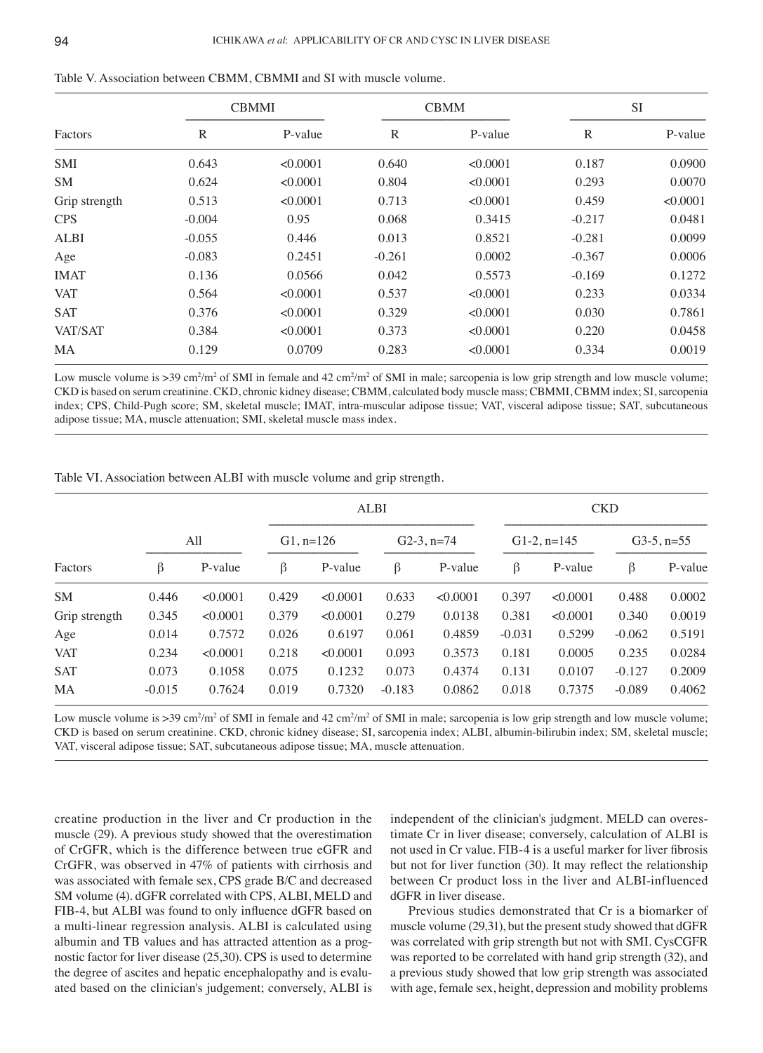Table V. Association between CBMM, CBMMI and SI with muscle volume.

| | CBMMI | | CBMM | | SI | |
|---|---|---|---|---|---|---|
| Factors | R | P-value | R | P-value | R | P-value |
| SMI | 0.643 | <0.0001 | 0.640 | <0.0001 | 0.187 | 0.0900 |
| SM | 0.624 | <0.0001 | 0.804 | <0.0001 | 0.293 | 0.0070 |
| Grip strength | 0.513 | <0.0001 | 0.713 | <0.0001 | 0.459 | <0.0001 |
| CPS | -0.004 | 0.95 | 0.068 | 0.3415 | -0.217 | 0.0481 |
| ALBI | -0.055 | 0.446 | 0.013 | 0.8521 | -0.281 | 0.0099 |
| Age | -0.083 | 0.2451 | -0.261 | 0.0002 | -0.367 | 0.0006 |
| IMAT | 0.136 | 0.0566 | 0.042 | 0.5573 | -0.169 | 0.1272 |
| VAT | 0.564 | <0.0001 | 0.537 | <0.0001 | 0.233 | 0.0334 |
| SAT | 0.376 | <0.0001 | 0.329 | <0.0001 | 0.030 | 0.7861 |
| VAT/SAT | 0.384 | <0.0001 | 0.373 | <0.0001 | 0.220 | 0.0458 |
| MA | 0.129 | 0.0709 | 0.283 | <0.0001 | 0.334 | 0.0019 |

Low muscle volume is >39 cm²/m² of SMI in female and 42 cm²/m² of SMI in male; sarcopenia is low grip strength and low muscle volume; CKD is based on serum creatinine. CKD, chronic kidney disease; CBMM, calculated body muscle mass; CBMMI, CBMM index; SI, sarcopenia index; CPS, Child-Pugh score; SM, skeletal muscle; IMAT, intra-muscular adipose tissue; VAT, visceral adipose tissue; SAT, subcutaneous adipose tissue; MA, muscle attenuation; SMI, skeletal muscle mass index.

Table VI. Association between ALBI with muscle volume and grip strength.

| | | | ALBI | | | | CKD | | | |
|---|---|---|---|---|---|---|---|---|---|---|
| | All | | G1, n=126 | | G2-3, n=74 | | G1-2, n=145 | | G3-5, n=55 | |
| Factors | β | P-value | β | P-value | β | P-value | β | P-value | β | P-value |
| SM | 0.446 | <0.0001 | 0.429 | <0.0001 | 0.633 | <0.0001 | 0.397 | <0.0001 | 0.488 | 0.0002 |
| Grip strength | 0.345 | <0.0001 | 0.379 | <0.0001 | 0.279 | 0.0138 | 0.381 | <0.0001 | 0.340 | 0.0019 |
| Age | 0.014 | 0.7572 | 0.026 | 0.6197 | 0.061 | 0.4859 | -0.031 | 0.5299 | -0.062 | 0.5191 |
| VAT | 0.234 | <0.0001 | 0.218 | <0.0001 | 0.093 | 0.3573 | 0.181 | 0.0005 | 0.235 | 0.0284 |
| SAT | 0.073 | 0.1058 | 0.075 | 0.1232 | 0.073 | 0.4374 | 0.131 | 0.0107 | -0.127 | 0.2009 |
| MA | -0.015 | 0.7624 | 0.019 | 0.7320 | -0.183 | 0.0862 | 0.018 | 0.7375 | -0.089 | 0.4062 |

Low muscle volume is >39 cm²/m² of SMI in female and 42 cm²/m² of SMI in male; sarcopenia is low grip strength and low muscle volume; CKD is based on serum creatinine. CKD, chronic kidney disease; SI, sarcopenia index; ALBI, albumin-bilirubin index; SM, skeletal muscle; VAT, visceral adipose tissue; SAT, subcutaneous adipose tissue; MA, muscle attenuation.

creatine production in the liver and Cr production in the muscle (29). A previous study showed that the overestimation of CrGFR, which is the difference between true eGFR and CrGFR, was observed in 47% of patients with cirrhosis and was associated with female sex, CPS grade B/C and decreased SM volume (4). dGFR correlated with CPS, ALBI, MELD and FIB-4, but ALBI was found to only influence dGFR based on a multi-linear regression analysis. ALBI is calculated using albumin and TB values and has attracted attention as a prognostic factor for liver disease (25,30). CPS is used to determine the degree of ascites and hepatic encephalopathy and is evaluated based on the clinician's judgement; conversely, ALBI is independent of the clinician's judgment. MELD can overestimate Cr in liver disease; conversely, calculation of ALBI is not used in Cr value. FIB-4 is a useful marker for liver fibrosis but not for liver function (30). It may reflect the relationship between Cr product loss in the liver and ALBI-influenced dGFR in liver disease.

Previous studies demonstrated that Cr is a biomarker of muscle volume (29,31), but the present study showed that dGFR was correlated with grip strength but not with SMI. CysCGFR was reported to be correlated with hand grip strength (32), and a previous study showed that low grip strength was associated with age, female sex, height, depression and mobility problems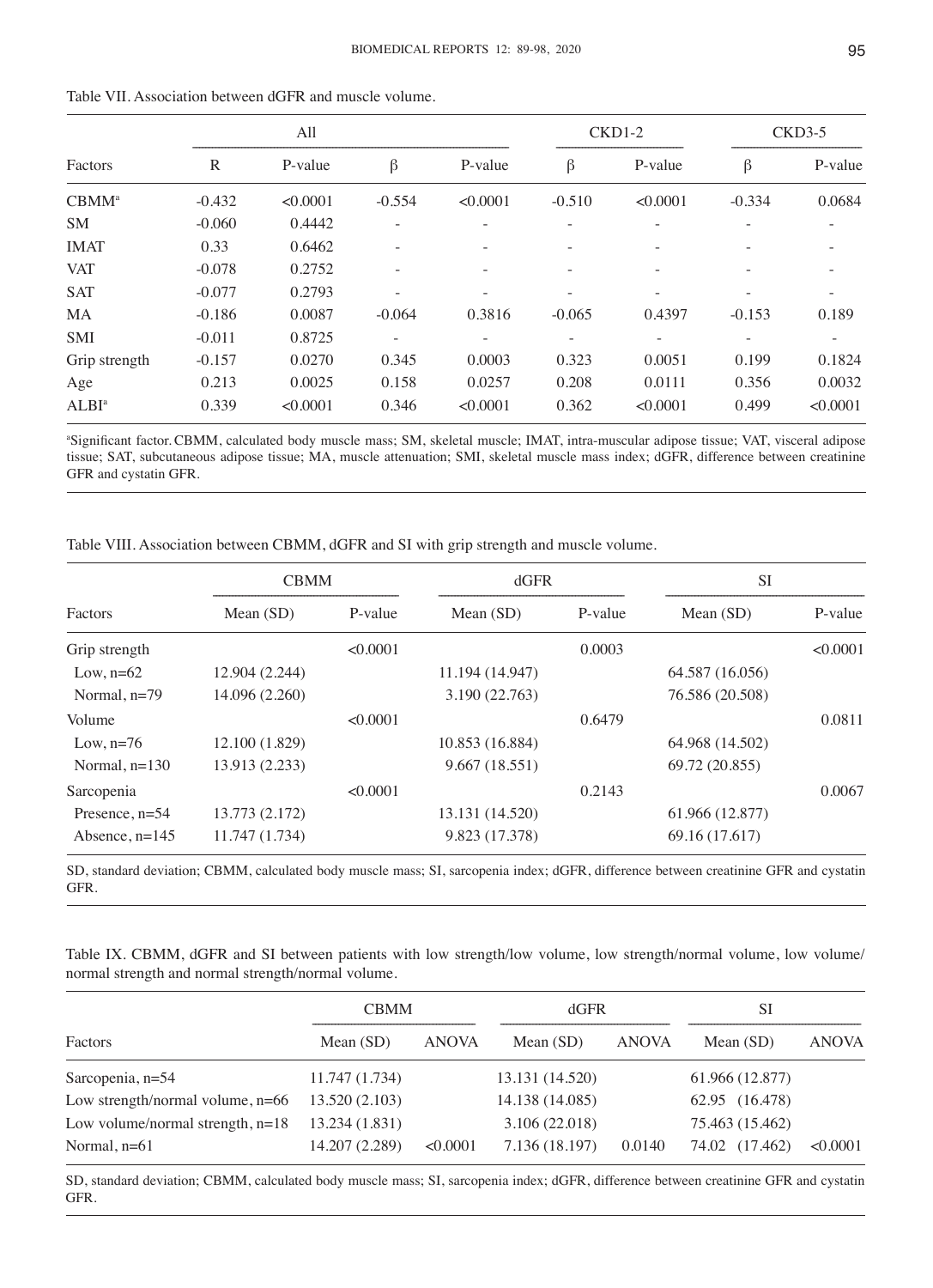Table VII. Association between dGFR and muscle volume.

| Factors | All | | | | CKD1-2 | | CKD3-5 | |
|---|---|---|---|---|---|---|---|---|
| | R | P-value | β | P-value | β | P-value | β | P-value |
| CBMM[a] | -0.432 | <0.0001 | -0.554 | <0.0001 | -0.510 | <0.0001 | -0.334 | 0.0684 |
| SM | -0.060 | 0.4442 | - | - | - | - | - | - |
| IMAT | 0.33 | 0.6462 | - | - | - | - | - | - |
| VAT | -0.078 | 0.2752 | - | - | - | - | - | - |
| SAT | -0.077 | 0.2793 | - | - | - | - | - | - |
| MA | -0.186 | 0.0087 | -0.064 | 0.3816 | -0.065 | 0.4397 | -0.153 | 0.189 |
| SMI | -0.011 | 0.8725 | - | - | - | - | - | - |
| Grip strength | -0.157 | 0.0270 | 0.345 | 0.0003 | 0.323 | 0.0051 | 0.199 | 0.1824 |
| Age | 0.213 | 0.0025 | 0.158 | 0.0257 | 0.208 | 0.0111 | 0.356 | 0.0032 |
| ALBI[a] | 0.339 | <0.0001 | 0.346 | <0.0001 | 0.362 | <0.0001 | 0.499 | <0.0001 |

[a]Significant factor. CBMM, calculated body muscle mass; SM, skeletal muscle; IMAT, intra-muscular adipose tissue; VAT, visceral adipose tissue; SAT, subcutaneous adipose tissue; MA, muscle attenuation; SMI, skeletal muscle mass index; dGFR, difference between creatinine GFR and cystatin GFR.

Table VIII. Association between CBMM, dGFR and SI with grip strength and muscle volume.

| Factors | CBMM | | dGFR | | SI | |
|---|---|---|---|---|---|---|
| | Mean (SD) | P-value | Mean (SD) | P-value | Mean (SD) | P-value |
| Grip strength | | <0.0001 | | 0.0003 | | <0.0001 |
| Low, n=62 | 12.904 (2.244) | | 11.194 (14.947) | | 64.587 (16.056) | |
| Normal, n=79 | 14.096 (2.260) | | 3.190 (22.763) | | 76.586 (20.508) | |
| Volume | | <0.0001 | | 0.6479 | | 0.0811 |
| Low, n=76 | 12.100 (1.829) | | 10.853 (16.884) | | 64.968 (14.502) | |
| Normal, n=130 | 13.913 (2.233) | | 9.667 (18.551) | | 69.72 (20.855) | |
| Sarcopenia | | <0.0001 | | 0.2143 | | 0.0067 |
| Presence, n=54 | 13.773 (2.172) | | 13.131 (14.520) | | 61.966 (12.877) | |
| Absence, n=145 | 11.747 (1.734) | | 9.823 (17.378) | | 69.16 (17.617) | |

SD, standard deviation; CBMM, calculated body muscle mass; SI, sarcopenia index; dGFR, difference between creatinine GFR and cystatin GFR.

Table IX. CBMM, dGFR and SI between patients with low strength/low volume, low strength/normal volume, low volume/normal strength and normal strength/normal volume.

| Factors | CBMM | | dGFR | | SI | |
|---|---|---|---|---|---|---|
| | Mean (SD) | ANOVA | Mean (SD) | ANOVA | Mean (SD) | ANOVA |
| Sarcopenia, n=54 | 11.747 (1.734) | | 13.131 (14.520) | | 61.966 (12.877) | |
| Low strength/normal volume, n=66 | 13.520 (2.103) | | 14.138 (14.085) | | 62.95 (16.478) | |
| Low volume/normal strength, n=18 | 13.234 (1.831) | | 3.106 (22.018) | | 75.463 (15.462) | |
| Normal, n=61 | 14.207 (2.289) | <0.0001 | 7.136 (18.197) | 0.0140 | 74.02 (17.462) | <0.0001 |

SD, standard deviation; CBMM, calculated body muscle mass; SI, sarcopenia index; dGFR, difference between creatinine GFR and cystatin GFR.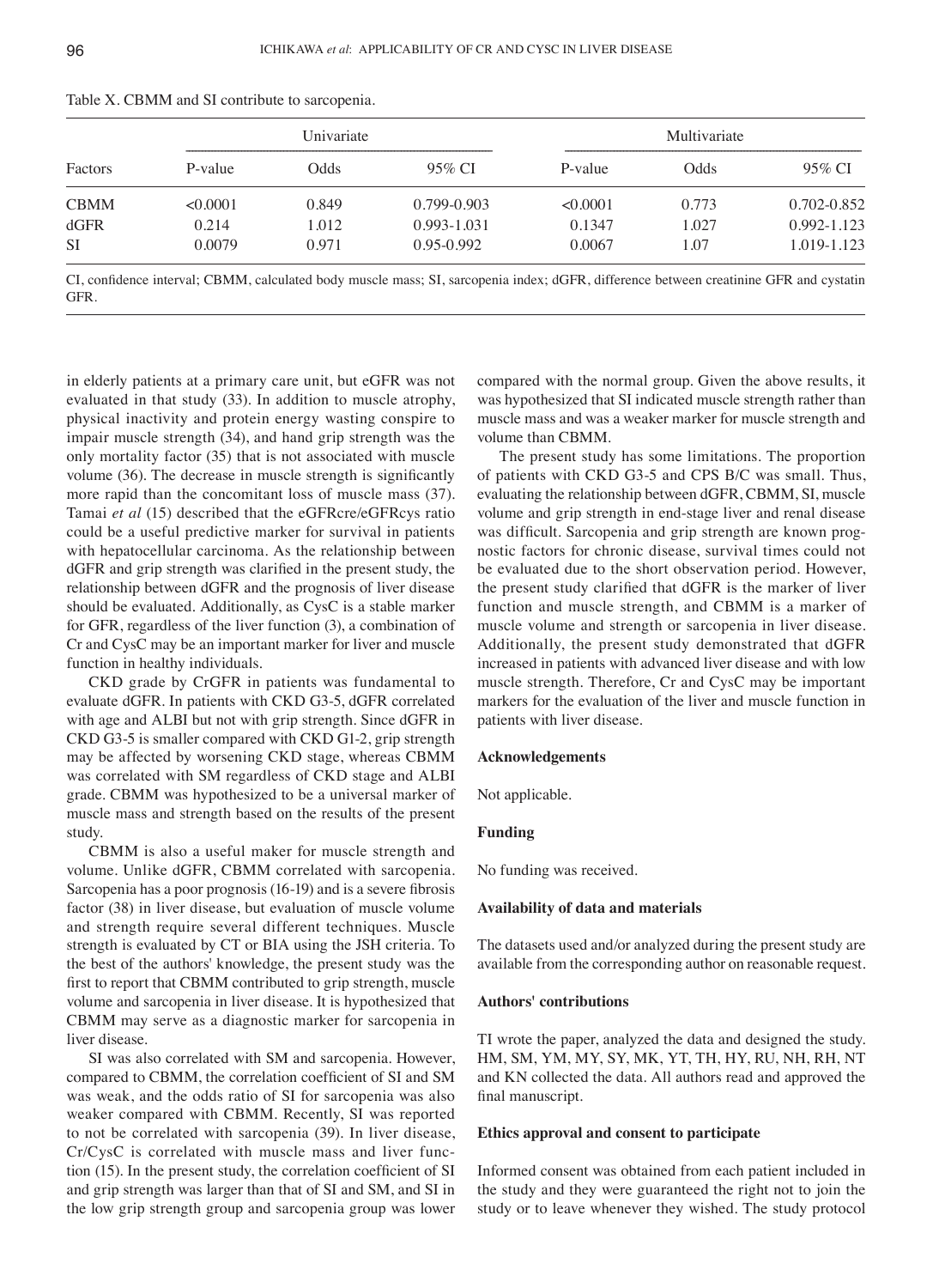Table X. CBMM and SI contribute to sarcopenia.

| Factors | Univariate | | | Multivariate | | |
|---|---|---|---|---|---|---|
| | P-value | Odds | 95% CI | P-value | Odds | 95% CI |
| CBMM | <0.0001 | 0.849 | 0.799-0.903 | <0.0001 | 0.773 | 0.702-0.852 |
| dGFR | 0.214 | 1.012 | 0.993-1.031 | 0.1347 | 1.027 | 0.992-1.123 |
| SI | 0.0079 | 0.971 | 0.95-0.992 | 0.0067 | 1.07 | 1.019-1.123 |

CI, confidence interval; CBMM, calculated body muscle mass; SI, sarcopenia index; dGFR, difference between creatinine GFR and cystatin GFR.

in elderly patients at a primary care unit, but eGFR was not evaluated in that study (33). In addition to muscle atrophy, physical inactivity and protein energy wasting conspire to impair muscle strength (34), and hand grip strength was the only mortality factor (35) that is not associated with muscle volume (36). The decrease in muscle strength is significantly more rapid than the concomitant loss of muscle mass (37). Tamai *et al* (15) described that the eGFRcre/eGFRcys ratio could be a useful predictive marker for survival in patients with hepatocellular carcinoma. As the relationship between dGFR and grip strength was clarified in the present study, the relationship between dGFR and the prognosis of liver disease should be evaluated. Additionally, as CysC is a stable marker for GFR, regardless of the liver function (3), a combination of Cr and CysC may be an important marker for liver and muscle function in healthy individuals.

CKD grade by CrGFR in patients was fundamental to evaluate dGFR. In patients with CKD G3-5, dGFR correlated with age and ALBI but not with grip strength. Since dGFR in CKD G3-5 is smaller compared with CKD G1-2, grip strength may be affected by worsening CKD stage, whereas CBMM was correlated with SM regardless of CKD stage and ALBI grade. CBMM was hypothesized to be a universal marker of muscle mass and strength based on the results of the present study.

CBMM is also a useful maker for muscle strength and volume. Unlike dGFR, CBMM correlated with sarcopenia. Sarcopenia has a poor prognosis (16-19) and is a severe fibrosis factor (38) in liver disease, but evaluation of muscle volume and strength require several different techniques. Muscle strength is evaluated by CT or BIA using the JSH criteria. To the best of the authors' knowledge, the present study was the first to report that CBMM contributed to grip strength, muscle volume and sarcopenia in liver disease. It is hypothesized that CBMM may serve as a diagnostic marker for sarcopenia in liver disease.

SI was also correlated with SM and sarcopenia. However, compared to CBMM, the correlation coefficient of SI and SM was weak, and the odds ratio of SI for sarcopenia was also weaker compared with CBMM. Recently, SI was reported to not be correlated with sarcopenia (39). In liver disease, Cr/CysC is correlated with muscle mass and liver function (15). In the present study, the correlation coefficient of SI and grip strength was larger than that of SI and SM, and SI in the low grip strength group and sarcopenia group was lower compared with the normal group. Given the above results, it was hypothesized that SI indicated muscle strength rather than muscle mass and was a weaker marker for muscle strength and volume than CBMM.

The present study has some limitations. The proportion of patients with CKD G3-5 and CPS B/C was small. Thus, evaluating the relationship between dGFR, CBMM, SI, muscle volume and grip strength in end-stage liver and renal disease was difficult. Sarcopenia and grip strength are known prognostic factors for chronic disease, survival times could not be evaluated due to the short observation period. However, the present study clarified that dGFR is the marker of liver function and muscle strength, and CBMM is a marker of muscle volume and strength or sarcopenia in liver disease. Additionally, the present study demonstrated that dGFR increased in patients with advanced liver disease and with low muscle strength. Therefore, Cr and CysC may be important markers for the evaluation of the liver and muscle function in patients with liver disease.

**Acknowledgements**

Not applicable.

**Funding**

No funding was received.

**Availability of data and materials**

The datasets used and/or analyzed during the present study are available from the corresponding author on reasonable request.

**Authors' contributions**

TI wrote the paper, analyzed the data and designed the study. HM, SM, YM, MY, SY, MK, YT, TH, HY, RU, NH, RH, NT and KN collected the data. All authors read and approved the final manuscript.

**Ethics approval and consent to participate**

Informed consent was obtained from each patient included in the study and they were guaranteed the right not to join the study or to leave whenever they wished. The study protocol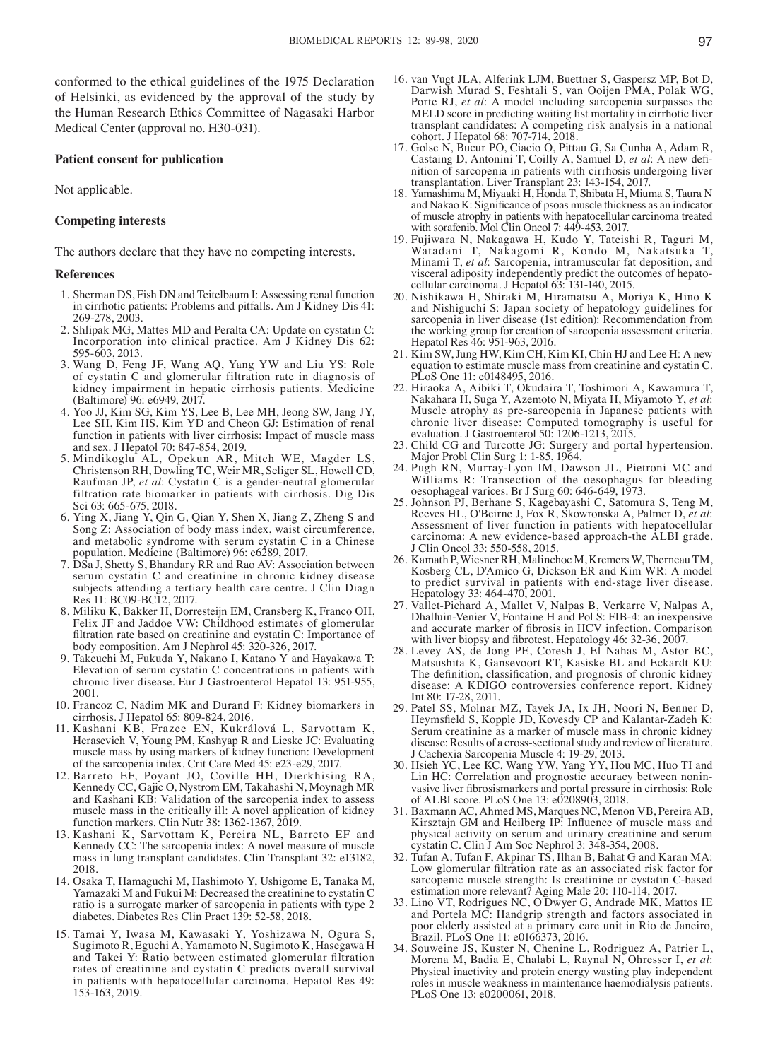conformed to the ethical guidelines of the 1975 Declaration of Helsinki, as evidenced by the approval of the study by the Human Research Ethics Committee of Nagasaki Harbor Medical Center (approval no. H30-031).

### Patient consent for publication

Not applicable.

### Competing interests

The authors declare that they have no competing interests.

### References

1. Sherman DS, Fish DN and Teitelbaum I: Assessing renal function in cirrhotic patients: Problems and pitfalls. Am J Kidney Dis 41: 269-278, 2003.
2. Shlipak MG, Mattes MD and Peralta CA: Update on cystatin C: Incorporation into clinical practice. Am J Kidney Dis 62: 595-603, 2013.
3. Wang D, Feng JF, Wang AQ, Yang YW and Liu YS: Role of cystatin C and glomerular filtration rate in diagnosis of kidney impairment in hepatic cirrhosis patients. Medicine (Baltimore) 96: e6949, 2017.
4. Yoo JJ, Kim SG, Kim YS, Lee B, Lee MH, Jeong SW, Jang JY, Lee SH, Kim HS, Kim YD and Cheon GJ: Estimation of renal function in patients with liver cirrhosis: Impact of muscle mass and sex. J Hepatol 70: 847-854, 2019.
5. Mindikoglu AL, Opekun AR, Mitch WE, Magder LS, Christenson RH, Dowling TC, Weir MR, Seliger SL, Howell CD, Raufman JP, *et al*: Cystatin C is a gender-neutral glomerular filtration rate biomarker in patients with cirrhosis. Dig Dis Sci 63: 665-675, 2018.
6. Ying X, Jiang Y, Qin G, Qian Y, Shen X, Jiang Z, Zheng S and Song Z: Association of body mass index, waist circumference, and metabolic syndrome with serum cystatin C in a Chinese population. Medicine (Baltimore) 96: e6289, 2017.
7. DSa J, Shetty S, Bhandary RR and Rao AV: Association between serum cystatin C and creatinine in chronic kidney disease subjects attending a tertiary health care centre. J Clin Diagn Res 11: BC09-BC12, 2017.
8. Miliku K, Bakker H, Dorresteijn EM, Cransberg K, Franco OH, Felix JF and Jaddoe VW: Childhood estimates of glomerular filtration rate based on creatinine and cystatin C: Importance of body composition. Am J Nephrol 45: 320-326, 2017.
9. Takeuchi M, Fukuda Y, Nakano I, Katano Y and Hayakawa T: Elevation of serum cystatin C concentrations in patients with chronic liver disease. Eur J Gastroenterol Hepatol 13: 951-955, 2001.
10. Francoz C, Nadim MK and Durand F: Kidney biomarkers in cirrhosis. J Hepatol 65: 809-824, 2016.
11. Kashani KB, Frazee EN, Kukrálová L, Sarvottam K, Herasevich V, Young PM, Kashyap R and Lieske JC: Evaluating muscle mass by using markers of kidney function: Development of the sarcopenia index. Crit Care Med 45: e23-e29, 2017.
12. Barreto EF, Poyant JO, Coville HH, Dierkhising RA, Kennedy CC, Gajic O, Nystrom EM, Takahashi N, Moynagh MR and Kashani KB: Validation of the sarcopenia index to assess muscle mass in the critically ill: A novel application of kidney function markers. Clin Nutr 38: 1362-1367, 2019.
13. Kashani K, Sarvottam K, Pereira NL, Barreto EF and Kennedy CC: The sarcopenia index: A novel measure of muscle mass in lung transplant candidates. Clin Transplant 32: e13182, 2018.
14. Osaka T, Hamaguchi M, Hashimoto Y, Ushigome E, Tanaka M, Yamazaki M and Fukui M: Decreased the creatinine to cystatin C ratio is a surrogate marker of sarcopenia in patients with type 2 diabetes. Diabetes Res Clin Pract 139: 52-58, 2018.
15. Tamai Y, Iwasa M, Kawasaki Y, Yoshizawa N, Ogura S, Sugimoto R, Eguchi A, Yamamoto N, Sugimoto K, Hasegawa H and Takei Y: Ratio between estimated glomerular filtration rates of creatinine and cystatin C predicts overall survival in patients with hepatocellular carcinoma. Hepatol Res 49: 153-163, 2019.
16. van Vugt JLA, Alferink LJM, Buettner S, Gaspersz MP, Bot D, Darwish Murad S, Feshtali S, van Ooijen PMA, Polak WG, Porte RJ, *et al*: A model including sarcopenia surpasses the MELD score in predicting waiting list mortality in cirrhotic liver transplant candidates: A competing risk analysis in a national cohort. J Hepatol 68: 707-714, 2018.
17. Golse N, Bucur PO, Ciacio O, Pittau G, Sa Cunha A, Adam R, Castaing D, Antonini T, Coilly A, Samuel D, *et al*: A new definition of sarcopenia in patients with cirrhosis undergoing liver transplantation. Liver Transplant 23: 143-154, 2017.
18. Yamashima M, Miyaaki H, Honda T, Shibata H, Miuma S, Taura N and Nakao K: Significance of psoas muscle thickness as an indicator of muscle atrophy in patients with hepatocellular carcinoma treated with sorafenib. Mol Clin Oncol 7: 449-453, 2017.
19. Fujiwara N, Nakagawa H, Kudo Y, Tateishi R, Taguri M, Watadani T, Nakagomi R, Kondo M, Nakatsuka T, Minami T, *et al*: Sarcopenia, intramuscular fat deposition, and visceral adiposity independently predict the outcomes of hepatocellular carcinoma. J Hepatol 63: 131-140, 2015.
20. Nishikawa H, Shiraki M, Hiramatsu A, Moriya K, Hino K and Nishiguchi S: Japan society of hepatology guidelines for sarcopenia in liver disease (1st edition): Recommendation from the working group for creation of sarcopenia assessment criteria. Hepatol Res 46: 951-963, 2016.
21. Kim SW, Jung HW, Kim CH, Kim KI, Chin HJ and Lee H: A new equation to estimate muscle mass from creatinine and cystatin C. PLoS One 11: e0148495, 2016.
22. Hiraoka A, Aibiki T, Okudaira T, Toshimori A, Kawamura T, Nakahara H, Suga Y, Azemoto N, Miyata H, Miyamoto Y, *et al*: Muscle atrophy as pre-sarcopenia in Japanese patients with chronic liver disease: Computed tomography is useful for evaluation. J Gastroenterol 50: 1206-1213, 2015.
23. Child CG and Turcotte JG: Surgery and portal hypertension. Major Probl Clin Surg 1: 1-85, 1964.
24. Pugh RN, Murray-Lyon IM, Dawson JL, Pietroni MC and Williams R: Transection of the oesophagus for bleeding oesophageal varices. Br J Surg 60: 646-649, 1973.
25. Johnson PJ, Berhane S, Kagebayashi C, Satomura S, Teng M, Reeves HL, O'Beirne J, Fox R, Skowronska A, Palmer D, *et al*: Assessment of liver function in patients with hepatocellular carcinoma: A new evidence-based approach-the ALBI grade. J Clin Oncol 33: 550-558, 2015.
26. Kamath P, Wiesner RH, Malinchoc M, Kremers W, Therneau TM, Kosberg CL, D'Amico G, Dickson ER and Kim WR: A model to predict survival in patients with end-stage liver disease. Hepatology 33: 464-470, 2001.
27. Vallet-Pichard A, Mallet V, Nalpas B, Verkarre V, Nalpas A, Dhalluin-Venier V, Fontaine H and Pol S: FIB-4: an inexpensive and accurate marker of fibrosis in HCV infection. Comparison with liver biopsy and fibrotest. Hepatology 46: 32-36, 2007.
28. Levey AS, de Jong PE, Coresh J, El Nahas M, Astor BC, Matsushita K, Gansevoort RT, Kasiske BL and Eckardt KU: The definition, classification, and prognosis of chronic kidney disease: A KDIGO controversies conference report. Kidney Int 80: 17-28, 2011.
29. Patel SS, Molnar MZ, Tayek JA, Ix JH, Noori N, Benner D, Heymsfield S, Kopple JD, Kovesdy CP and Kalantar-Zadeh K: Serum creatinine as a marker of muscle mass in chronic kidney disease: Results of a cross-sectional study and review of literature. J Cachexia Sarcopenia Muscle 4: 19-29, 2013.
30. Hsieh YC, Lee KC, Wang YW, Yang YY, Hou MC, Huo TI and Lin HC: Correlation and prognostic accuracy between noninvasive liver fibrosismarkers and portal pressure in cirrhosis: Role of ALBI score. PLoS One 13: e0208903, 2018.
31. Baxmann AC, Ahmed MS, Marques NC, Menon VB, Pereira AB, Kirsztajn GM and Heilberg IP: Influence of muscle mass and physical activity on serum and urinary creatinine and serum cystatin C. Clin J Am Soc Nephrol 3: 348-354, 2008.
32. Tufan A, Tufan F, Akpinar TS, Ilhan B, Bahat G and Karan MA: Low glomerular filtration rate as an associated risk factor for sarcopenic muscle strength: Is creatinine or cystatin C-based estimation more relevant? Aging Male 20: 110-114, 2017.
33. Lino VT, Rodrigues NC, O'Dwyer G, Andrade MK, Mattos IE and Portela MC: Handgrip strength and factors associated in poor elderly assisted at a primary care unit in Rio de Janeiro, Brazil. PLoS One 11: e0166373, 2016.
34. Souweine JS, Kuster N, Chenine L, Rodriguez A, Patrier L, Morena M, Badia E, Chalabi L, Raynal N, Ohresser I, *et al*: Physical inactivity and protein energy wasting play independent roles in muscle weakness in maintenance haemodialysis patients. PLoS One 13: e0200061, 2018.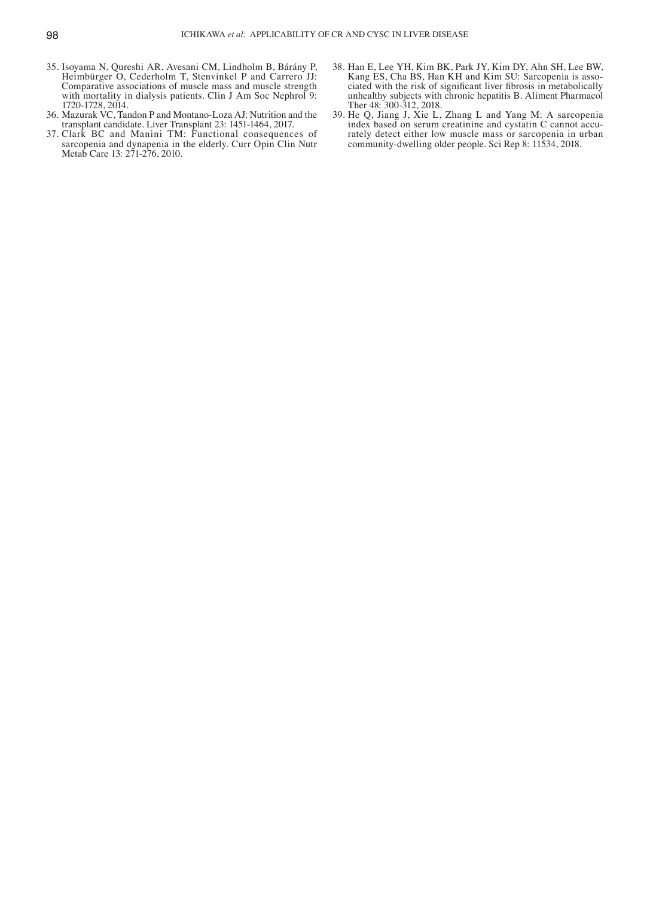35. Isoyama N, Qureshi AR, Avesani CM, Lindholm B, Bárány P, Heimbürger O, Cederholm T, Stenvinkel P and Carrero JJ: Comparative associations of muscle mass and muscle strength with mortality in dialysis patients. Clin J Am Soc Nephrol 9: 1720-1728, 2014.
36. Mazurak VC, Tandon P and Montano-Loza AJ: Nutrition and the transplant candidate. Liver Transplant 23: 1451-1464, 2017.
37. Clark BC and Manini TM: Functional consequences of sarcopenia and dynapenia in the elderly. Curr Opin Clin Nutr Metab Care 13: 271-276, 2010.
38. Han E, Lee YH, Kim BK, Park JY, Kim DY, Ahn SH, Lee BW, Kang ES, Cha BS, Han KH and Kim SU: Sarcopenia is associated with the risk of significant liver fibrosis in metabolically unhealthy subjects with chronic hepatitis B. Aliment Pharmacol Ther 48: 300-312, 2018.
39. He Q, Jiang J, Xie L, Zhang L and Yang M: A sarcopenia index based on serum creatinine and cystatin C cannot accurately detect either low muscle mass or sarcopenia in urban community-dwelling older people. Sci Rep 8: 11534, 2018.